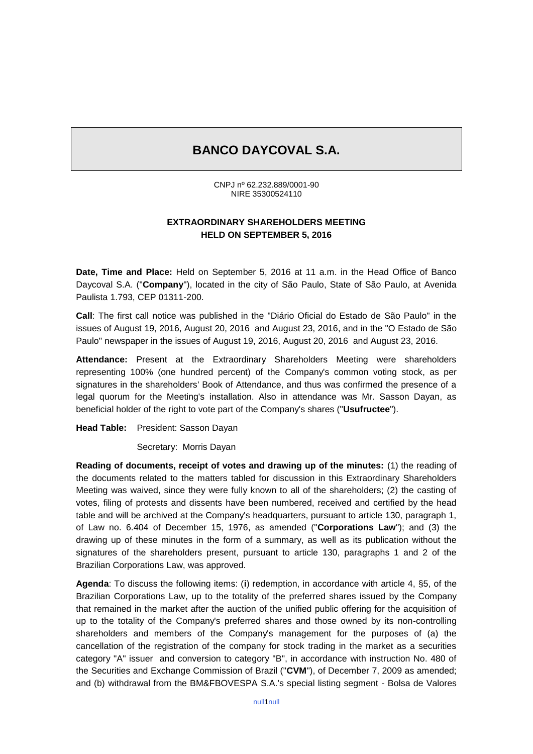# BANCO DAYCOVAL S.A.

CNPJ nº 62.232.889/0001-90
NIRE 35300524110

## EXTRAORDINARY SHAREHOLDERS MEETING
## HELD ON SEPTEMBER 5, 2016

**Date, Time and Place:** Held on September 5, 2016 at 11 a.m. in the Head Office of Banco Daycoval S.A. ("**Company**"), located in the city of São Paulo, State of São Paulo, at Avenida Paulista 1.793, CEP 01311-200.

**Call**: The first call notice was published in the "Diário Oficial do Estado de São Paulo" in the issues of August 19, 2016, August 20, 2016 and August 23, 2016, and in the "O Estado de São Paulo" newspaper in the issues of August 19, 2016, August 20, 2016 and August 23, 2016.

**Attendance:** Present at the Extraordinary Shareholders Meeting were shareholders representing 100% (one hundred percent) of the Company's common voting stock, as per signatures in the shareholders' Book of Attendance, and thus was confirmed the presence of a legal quorum for the Meeting's installation. Also in attendance was Mr. Sasson Dayan, as beneficial holder of the right to vote part of the Company's shares ("**Usufructee**").

**Head Table:** President: Sasson Dayan

Secretary: Morris Dayan

**Reading of documents, receipt of votes and drawing up of the minutes:** (1) the reading of the documents related to the matters tabled for discussion in this Extraordinary Shareholders Meeting was waived, since they were fully known to all of the shareholders; (2) the casting of votes, filing of protests and dissents have been numbered, received and certified by the head table and will be archived at the Company's headquarters, pursuant to article 130, paragraph 1, of Law no. 6.404 of December 15, 1976, as amended ("**Corporations Law**"); and (3) the drawing up of these minutes in the form of a summary, as well as its publication without the signatures of the shareholders present, pursuant to article 130, paragraphs 1 and 2 of the Brazilian Corporations Law, was approved.

**Agenda**: To discuss the following items: (**i**) redemption, in accordance with article 4, §5, of the Brazilian Corporations Law, up to the totality of the preferred shares issued by the Company that remained in the market after the auction of the unified public offering for the acquisition of up to the totality of the Company's preferred shares and those owned by its non-controlling shareholders and members of the Company's management for the purposes of (a) the cancellation of the registration of the company for stock trading in the market as a securities category "A" issuer and conversion to category "B", in accordance with instruction No. 480 of the Securities and Exchange Commission of Brazil ("**CVM**"), of December 7, 2009 as amended; and (b) withdrawal from the BM&FBOVESPA S.A.'s special listing segment - Bolsa de Valores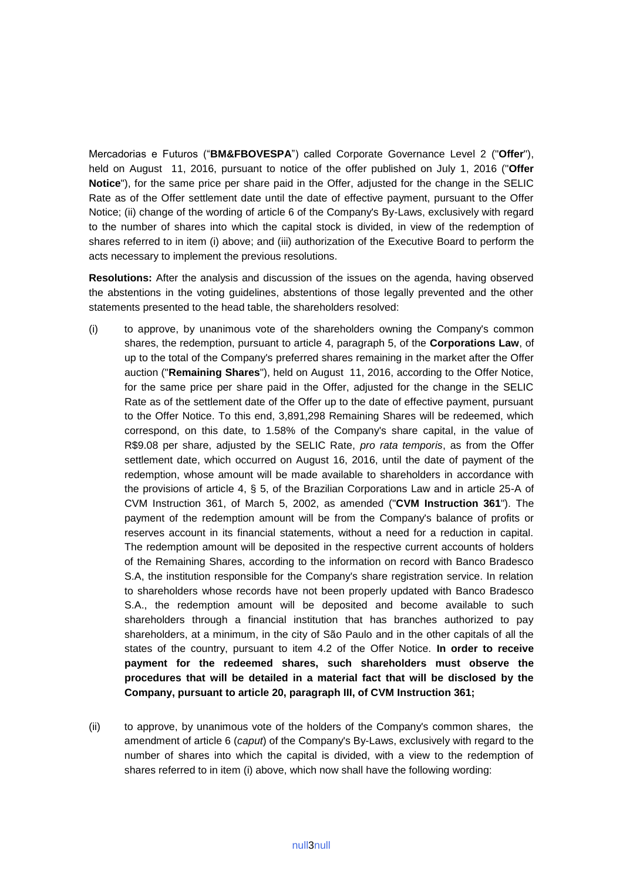Mercadorias e Futuros ("**BM&FBOVESPA**") called Corporate Governance Level 2 ("**Offer**"), held on August 11, 2016, pursuant to notice of the offer published on July 1, 2016 ("**Offer Notice**"), for the same price per share paid in the Offer, adjusted for the change in the SELIC Rate as of the Offer settlement date until the date of effective payment, pursuant to the Offer Notice; (ii) change of the wording of article 6 of the Company's By-Laws, exclusively with regard to the number of shares into which the capital stock is divided, in view of the redemption of shares referred to in item (i) above; and (iii) authorization of the Executive Board to perform the acts necessary to implement the previous resolutions.

**Resolutions:** After the analysis and discussion of the issues on the agenda, having observed the abstentions in the voting guidelines, abstentions of those legally prevented and the other statements presented to the head table, the shareholders resolved:

(i) to approve, by unanimous vote of the shareholders owning the Company's common shares, the redemption, pursuant to article 4, paragraph 5, of the **Corporations Law**, of up to the total of the Company's preferred shares remaining in the market after the Offer auction ("**Remaining Shares**"), held on August 11, 2016, according to the Offer Notice, for the same price per share paid in the Offer, adjusted for the change in the SELIC Rate as of the settlement date of the Offer up to the date of effective payment, pursuant to the Offer Notice. To this end, 3,891,298 Remaining Shares will be redeemed, which correspond, on this date, to 1.58% of the Company's share capital, in the value of R$9.08 per share, adjusted by the SELIC Rate, *pro rata temporis*, as from the Offer settlement date, which occurred on August 16, 2016, until the date of payment of the redemption, whose amount will be made available to shareholders in accordance with the provisions of article 4, § 5, of the Brazilian Corporations Law and in article 25-A of CVM Instruction 361, of March 5, 2002, as amended ("**CVM Instruction 361**"). The payment of the redemption amount will be from the Company's balance of profits or reserves account in its financial statements, without a need for a reduction in capital. The redemption amount will be deposited in the respective current accounts of holders of the Remaining Shares, according to the information on record with Banco Bradesco S.A, the institution responsible for the Company's share registration service. In relation to shareholders whose records have not been properly updated with Banco Bradesco S.A., the redemption amount will be deposited and become available to such shareholders through a financial institution that has branches authorized to pay shareholders, at a minimum, in the city of São Paulo and in the other capitals of all the states of the country, pursuant to item 4.2 of the Offer Notice. **In order to receive payment for the redeemed shares, such shareholders must observe the procedures that will be detailed in a material fact that will be disclosed by the Company, pursuant to article 20, paragraph III, of CVM Instruction 361;**

(ii) to approve, by unanimous vote of the holders of the Company's common shares, the amendment of article 6 (*caput*) of the Company's By-Laws, exclusively with regard to the number of shares into which the capital is divided, with a view to the redemption of shares referred to in item (i) above, which now shall have the following wording: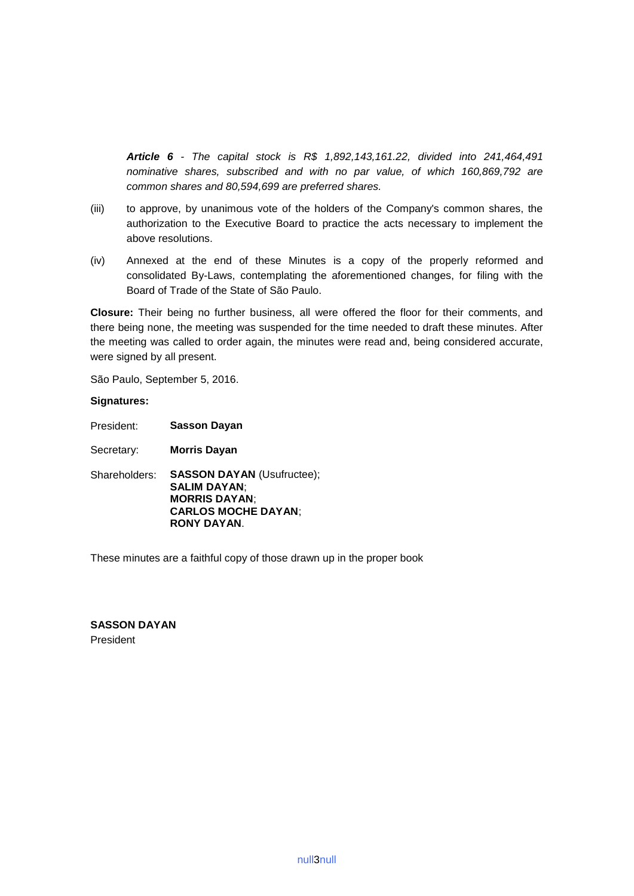***Article 6** - The capital stock is R$ 1,892,143,161.22, divided into 241,464,491 nominative shares, subscribed and with no par value, of which 160,869,792 are common shares and 80,594,699 are preferred shares.*

(iii) to approve, by unanimous vote of the holders of the Company's common shares, the authorization to the Executive Board to practice the acts necessary to implement the above resolutions.

(iv) Annexed at the end of these Minutes is a copy of the properly reformed and consolidated By-Laws, contemplating the aforementioned changes, for filing with the Board of Trade of the State of São Paulo.

**Closure:** Their being no further business, all were offered the floor for their comments, and there being none, the meeting was suspended for the time needed to draft these minutes. After the meeting was called to order again, the minutes were read and, being considered accurate, were signed by all present.

São Paulo, September 5, 2016.

**Signatures:**

President: **Sasson Dayan**

Secretary: **Morris Dayan**

Shareholders: **SASSON DAYAN** (Usufructee);
**SALIM DAYAN**;
**MORRIS DAYAN**;
**CARLOS MOCHE DAYAN**;
**RONY DAYAN**.

These minutes are a faithful copy of those drawn up in the proper book

**SASSON DAYAN**
President